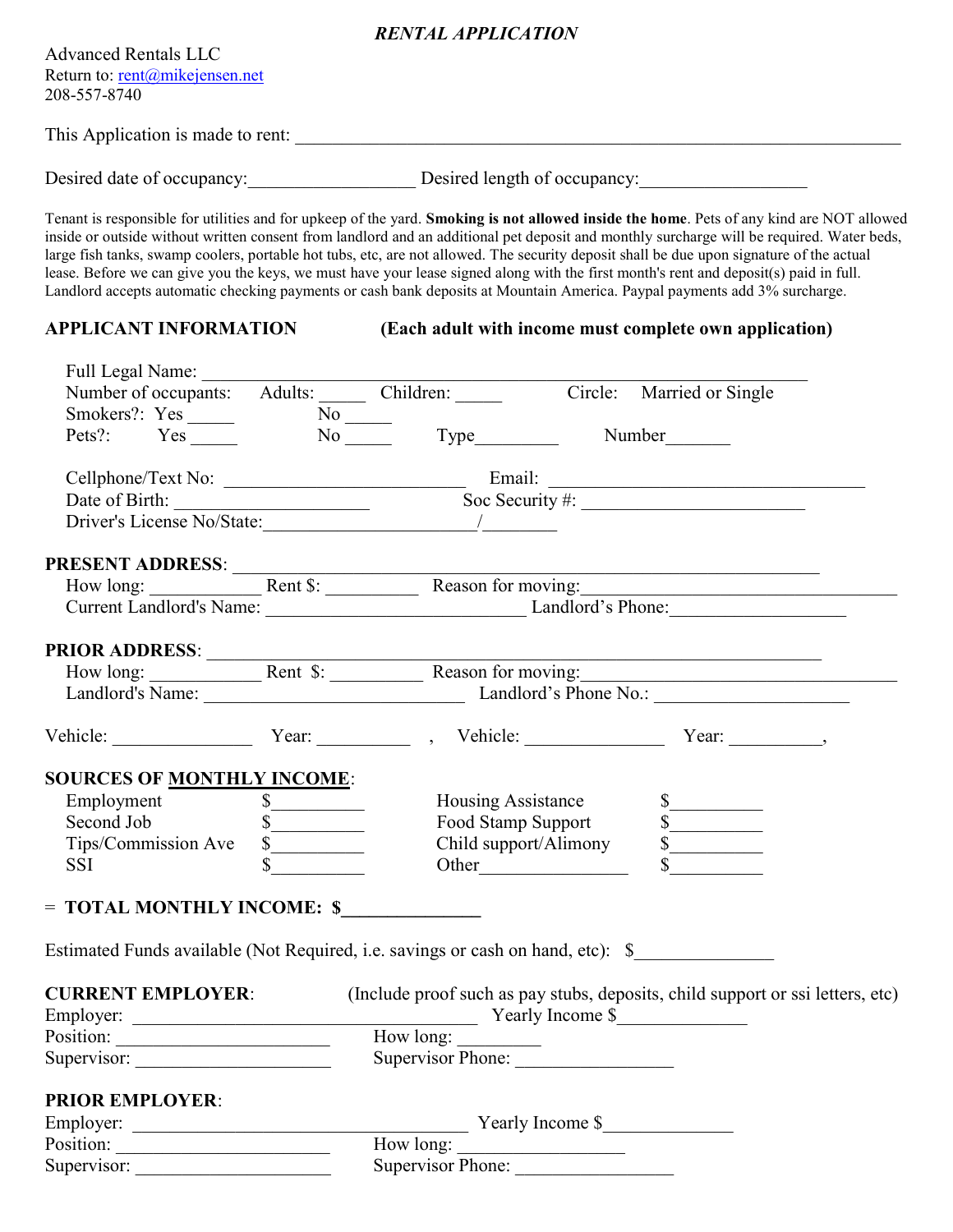# *RENTAL APPLICATION*

Advanced Rentals LLC
Return to: rent@mikejensen.net
208-557-8740

This Application is made to rent: ______________________________________________________________

Desired date of occupancy:_________________ Desired length of occupancy:_________________

Tenant is responsible for utilities and for upkeep of the yard. **Smoking is not allowed inside the home**. Pets of any kind are NOT allowed inside or outside without written consent from landlord and an additional pet deposit and monthly surcharge will be required. Water beds, large fish tanks, swamp coolers, portable hot tubs, etc, are not allowed. The security deposit shall be due upon signature of the actual lease. Before we can give you the keys, we must have your lease signed along with the first month's rent and deposit(s) paid in full. Landlord accepts automatic checking payments or cash bank deposits at Mountain America. Paypal payments add 3% surcharge.

## APPLICANT INFORMATION (Each adult with income must complete own application)

Full Legal Name: ______________________________________________________________
Number of occupants: Adults: _____ Children: _____ Circle: Married or Single
Smokers?: Yes _____ No _____
Pets?: Yes _____ No _____ Type_________ Number_______

Cellphone/Text No: __________________________ Email: __________________________________
Date of Birth: ____________________ Soc Security #: ________________________
Driver's License No/State:_______________________/________

**PRESENT ADDRESS**: ______________________________________________________________
How long: ___________ Rent $: __________ Reason for moving:__________________________________
Current Landlord's Name: ____________________________ Landlord's Phone:___________________

**PRIOR ADDRESS**: ______________________________________________________________
How long: ___________ Rent $: __________ Reason for moving:__________________________________
Landlord's Name: ____________________________ Landlord's Phone No.: _____________________

Vehicle: _______________ Year: __________ , Vehicle: _______________ Year: __________,

**SOURCES OF MONTHLY INCOME**:

| | | | |
|---|---|---|---|
| Employment | $__________ | Housing Assistance | $__________ |
| Second Job | $__________ | Food Stamp Support | $__________ |
| Tips/Commission Ave | $__________ | Child support/Alimony | $__________ |
| SSI | $__________ | Other________________ | $__________ |

= **TOTAL MONTHLY INCOME: $______________**

Estimated Funds available (Not Required, i.e. savings or cash on hand, etc): $_______________

**CURRENT EMPLOYER**: (Include proof such as pay stubs, deposits, child support or ssi letters, etc)
Employer: ______________________________________ Yearly Income $______________
Position: ______________________ How long: _________
Supervisor: ____________________ Supervisor Phone: _________________

**PRIOR EMPLOYER**:
Employer: ______________________________________ Yearly Income $______________
Position: ______________________ How long: ________________
Supervisor: ____________________ Supervisor Phone: _________________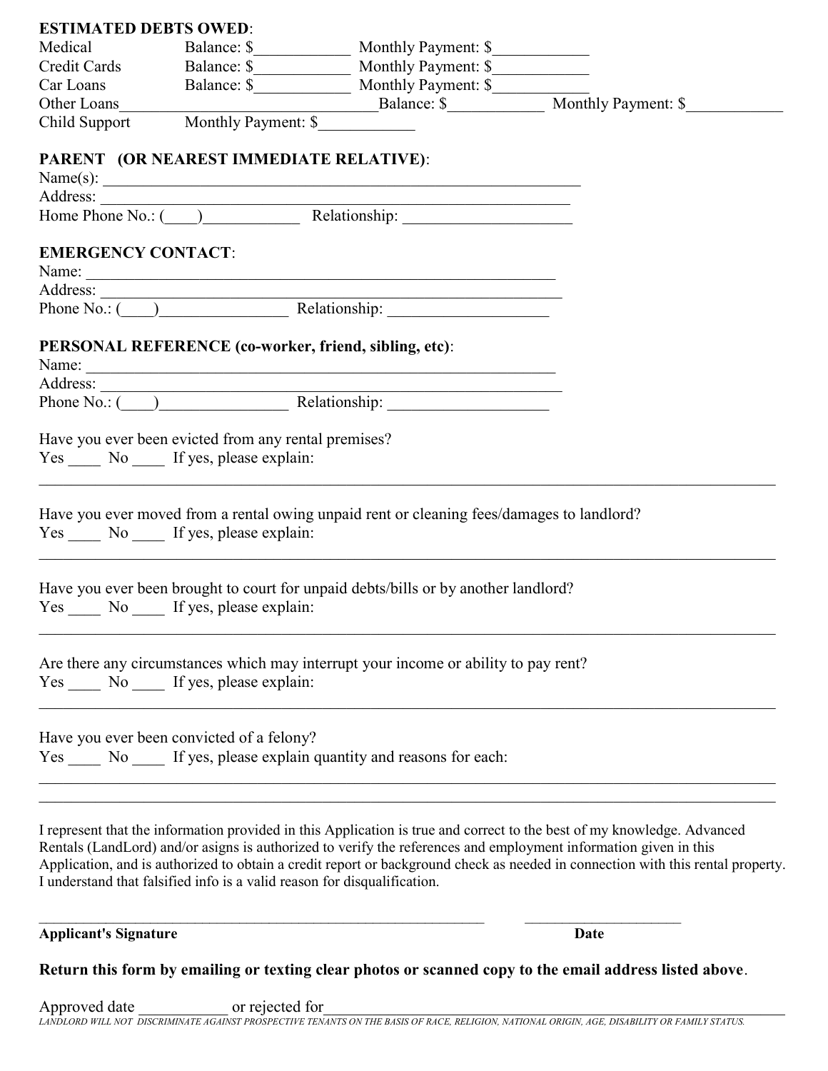**ESTIMATED DEBTS OWED**:

Medical Balance: $____________ Monthly Payment: $____________
Credit Cards Balance: $____________ Monthly Payment: $____________
Car Loans Balance: $____________ Monthly Payment: $____________
Other Loans________________________________Balance: $____________ Monthly Payment: $____________
Child Support Monthly Payment: $____________

**PARENT (OR NEAREST IMMEDIATE RELATIVE)**:

Name(s): ____________________________________________________________
Address: ____________________________________________________________
Home Phone No.: (____)____________ Relationship: ____________________

**EMERGENCY CONTACT**:

Name: ____________________________________________________________
Address: ____________________________________________________________
Phone No.: (____)________________ Relationship: ____________________

**PERSONAL REFERENCE (co-worker, friend, sibling, etc)**:

Name: ____________________________________________________________
Address: ____________________________________________________________
Phone No.: (____)________________ Relationship: ____________________

Have you ever been evicted from any rental premises?
Yes ____ No ____ If yes, please explain:
__________________________________________________________________________________________

Have you ever moved from a rental owing unpaid rent or cleaning fees/damages to landlord?
Yes ____ No ____ If yes, please explain:
__________________________________________________________________________________________

Have you ever been brought to court for unpaid debts/bills or by another landlord?
Yes ____ No ____ If yes, please explain:
__________________________________________________________________________________________

Are there any circumstances which may interrupt your income or ability to pay rent?
Yes ____ No ____ If yes, please explain:
__________________________________________________________________________________________

Have you ever been convicted of a felony?
Yes ____ No ____ If yes, please explain quantity and reasons for each:
__________________________________________________________________________________________
__________________________________________________________________________________________

I represent that the information provided in this Application is true and correct to the best of my knowledge. Advanced Rentals (LandLord) and/or asigns is authorized to verify the references and employment information given in this Application, and is authorized to obtain a credit report or background check as needed in connection with this rental property. I understand that falsified info is a valid reason for disqualification.

_________________________________________________________ ____________________
**Applicant's Signature** **Date**

**Return this form by emailing or texting clear photos or scanned copy to the email address listed above**.

Approved date ___________ or rejected for______________________________________________________

*LANDLORD WILL NOT DISCRIMINATE AGAINST PROSPECTIVE TENANTS ON THE BASIS OF RACE, RELIGION, NATIONAL ORIGIN, AGE, DISABILITY OR FAMILY STATUS.*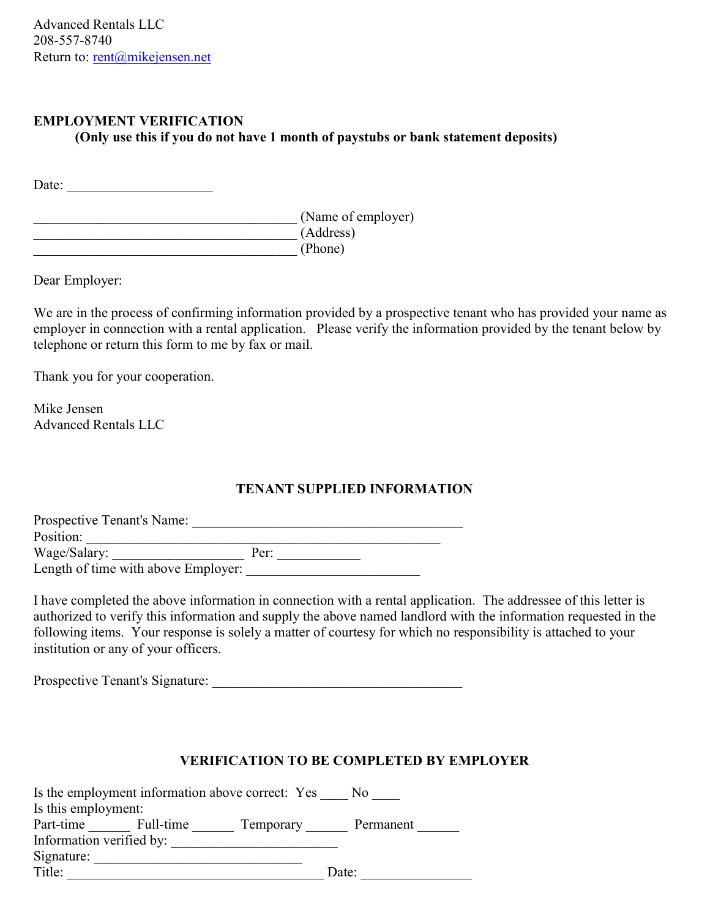Advanced Rentals LLC  
208-557-8740  
Return to: rent@mikejensen.net

**EMPLOYMENT VERIFICATION**

**(Only use this if you do not have 1 month of paystubs or bank statement deposits)**

Date: ____________________

____________________________________ (Name of employer)  
____________________________________ (Address)  
____________________________________ (Phone)

Dear Employer:

We are in the process of confirming information provided by a prospective tenant who has provided your name as employer in connection with a rental application. Please verify the information provided by the tenant below by telephone or return this form to me by fax or mail.

Thank you for your cooperation.

Mike Jensen  
Advanced Rentals LLC

**TENANT SUPPLIED INFORMATION**

Prospective Tenant's Name: _____________________________________  
Position: _________________________________________________  
Wage/Salary: __________________ Per: ___________  
Length of time with above Employer: ________________________

I have completed the above information in connection with a rental application. The addressee of this letter is authorized to verify this information and supply the above named landlord with the information requested in the following items. Your response is solely a matter of courtesy for which no responsibility is attached to your institution or any of your officers.

Prospective Tenant's Signature: ___________________________________

**VERIFICATION TO BE COMPLETED BY EMPLOYER**

Is the employment information above correct: Yes ____ No ____  
Is this employment:  
Part-time ______ Full-time ______ Temporary ______ Permanent ______  
Information verified by: ______________________  
Signature: _____________________________  
Title: ___________________________________ Date: _______________